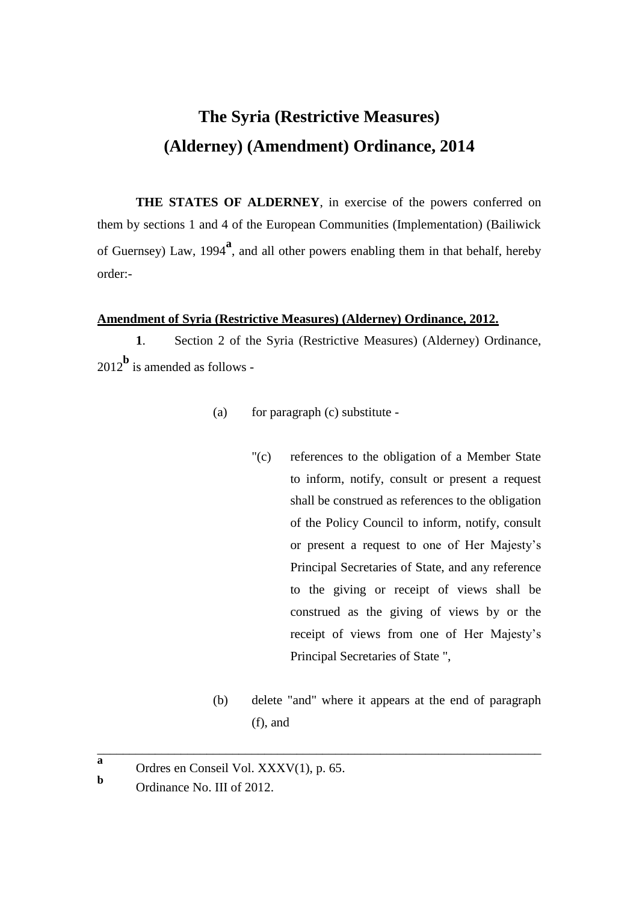# The Syria (Restrictive Measures) (Alderney) (Amendment) Ordinance, 2014

**THE STATES OF ALDERNEY**, in exercise of the powers conferred on them by sections 1 and 4 of the European Communities (Implementation) (Bailiwick of Guernsey) Law, 1994[a], and all other powers enabling them in that behalf, hereby order:-

**Amendment of Syria (Restrictive Measures) (Alderney) Ordinance, 2012.**

**1**. Section 2 of the Syria (Restrictive Measures) (Alderney) Ordinance, 2012[b] is amended as follows -

(a) for paragraph (c) substitute -

"(c) references to the obligation of a Member State to inform, notify, consult or present a request shall be construed as references to the obligation of the Policy Council to inform, notify, consult or present a request to one of Her Majesty's Principal Secretaries of State, and any reference to the giving or receipt of views shall be construed as the giving of views by or the receipt of views from one of Her Majesty's Principal Secretaries of State ",

(b) delete "and" where it appears at the end of paragraph (f), and

---

[a] Ordres en Conseil Vol. XXXV(1), p. 65.

[b] Ordinance No. III of 2012.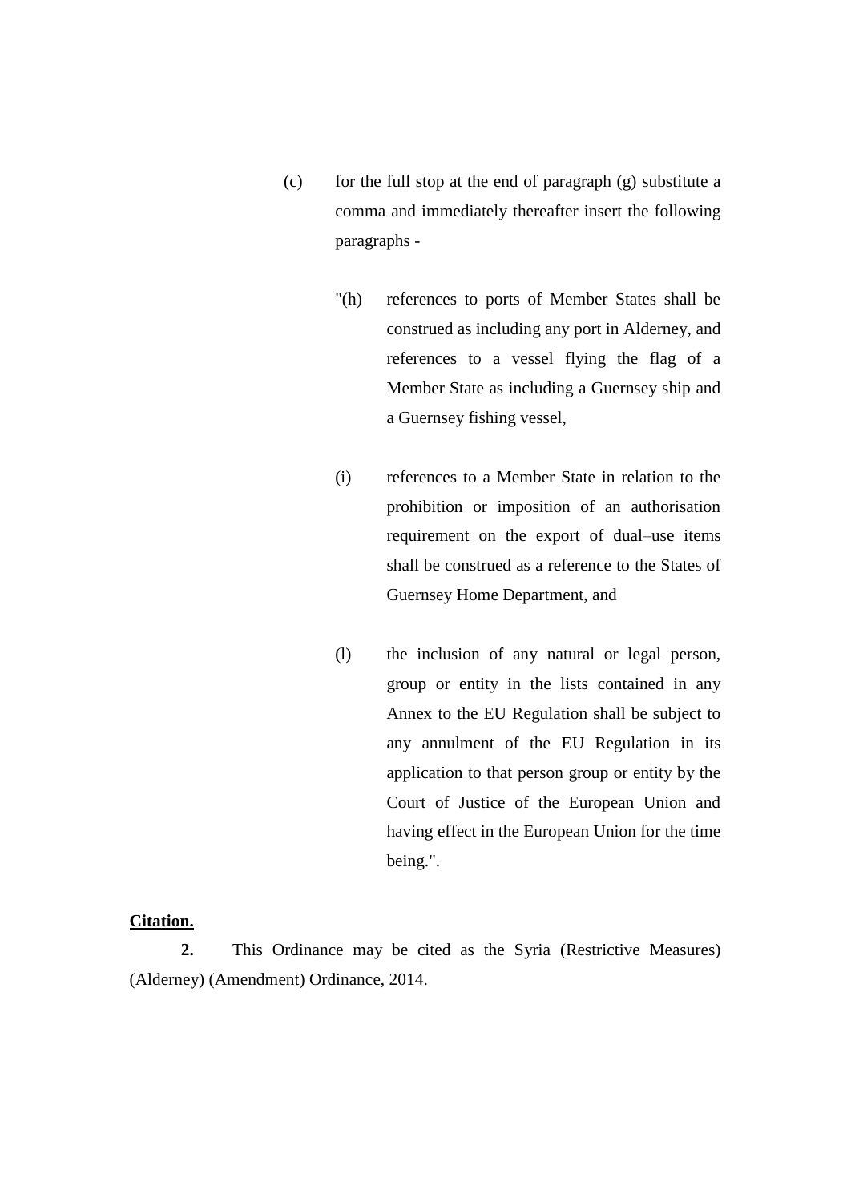(c) for the full stop at the end of paragraph (g) substitute a comma and immediately thereafter insert the following paragraphs -

> "(h) references to ports of Member States shall be construed as including any port in Alderney, and references to a vessel flying the flag of a Member State as including a Guernsey ship and a Guernsey fishing vessel,
>
> (i) references to a Member State in relation to the prohibition or imposition of an authorisation requirement on the export of dual–use items shall be construed as a reference to the States of Guernsey Home Department, and
>
> (l) the inclusion of any natural or legal person, group or entity in the lists contained in any Annex to the EU Regulation shall be subject to any annulment of the EU Regulation in its application to that person group or entity by the Court of Justice of the European Union and having effect in the European Union for the time being.".

**Citation.**

**2.** This Ordinance may be cited as the Syria (Restrictive Measures) (Alderney) (Amendment) Ordinance, 2014.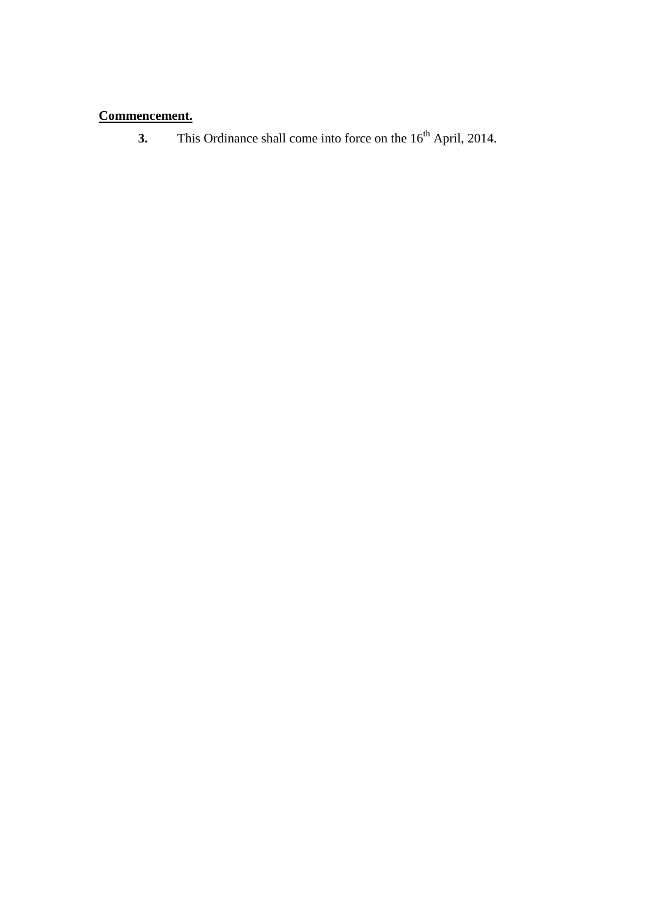**Commencement.**

**3.** This Ordinance shall come into force on the 16th April, 2014.